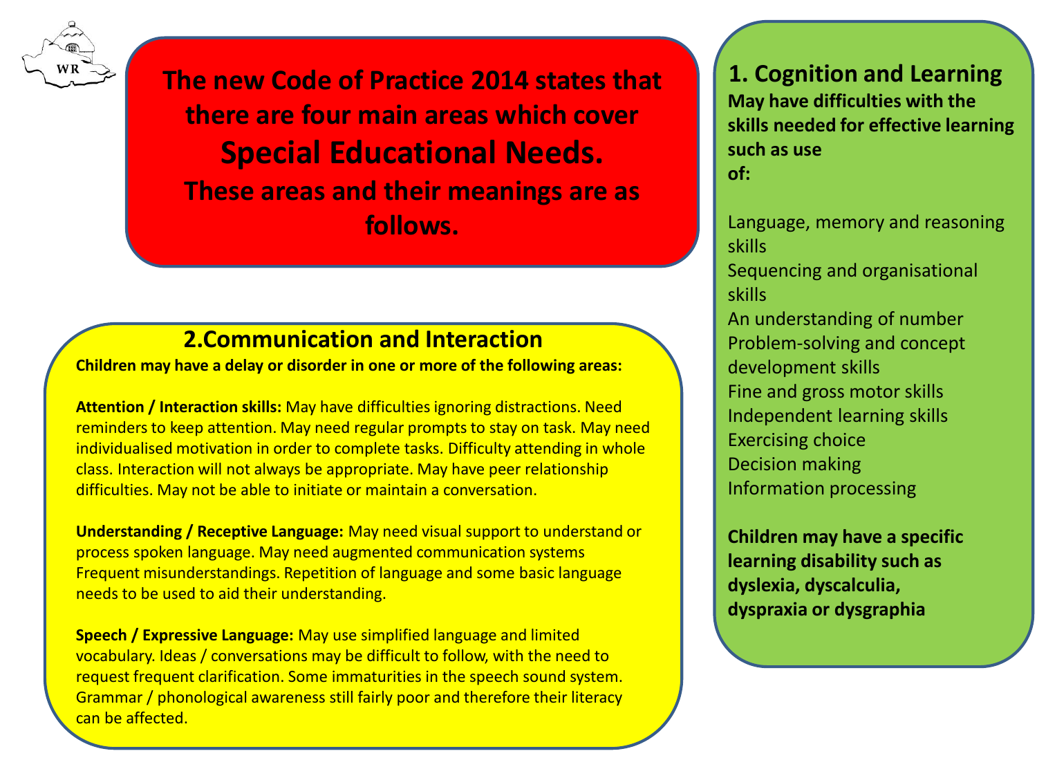**The new Code of Practice 2014 states that there are four main areas which cover Special Educational Needs. These areas and their meanings are as follows.**

## 1. Cognition and Learning

**May have difficulties with the skills needed for effective learning such as use of:**

Language, memory and reasoning skills
Sequencing and organisational skills
An understanding of number
Problem-solving and concept development skills
Fine and gross motor skills
Independent learning skills
Exercising choice
Decision making
Information processing

**Children may have a specific learning disability such as dyslexia, dyscalculia, dyspraxia or dysgraphia**

## 2.Communication and Interaction

**Children may have a delay or disorder in one or more of the following areas:**

**Attention / Interaction skills:** May have difficulties ignoring distractions. Need reminders to keep attention. May need regular prompts to stay on task. May need individualised motivation in order to complete tasks. Difficulty attending in whole class. Interaction will not always be appropriate. May have peer relationship difficulties. May not be able to initiate or maintain a conversation.

**Understanding / Receptive Language:** May need visual support to understand or process spoken language. May need augmented communication systems Frequent misunderstandings. Repetition of language and some basic language needs to be used to aid their understanding.

**Speech / Expressive Language:** May use simplified language and limited vocabulary. Ideas / conversations may be difficult to follow, with the need to request frequent clarification. Some immaturities in the speech sound system. Grammar / phonological awareness still fairly poor and therefore their literacy can be affected.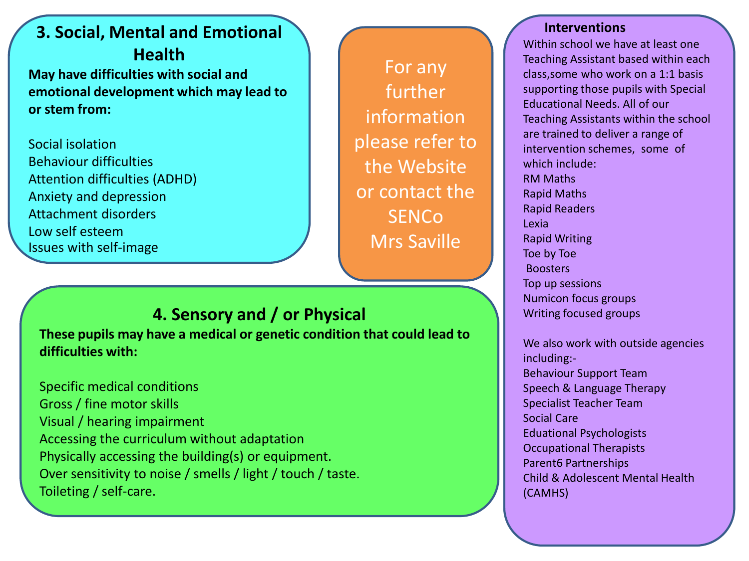## 3. Social, Mental and Emotional Health

**May have difficulties with social and emotional development which may lead to or stem from:**

Social isolation
Behaviour difficulties
Attention difficulties (ADHD)
Anxiety and depression
Attachment disorders
Low self esteem
Issues with self-image

For any further information please refer to the Website or contact the SENCo Mrs Saville

## 4. Sensory and / or Physical

**These pupils may have a medical or genetic condition that could lead to difficulties with:**

Specific medical conditions
Gross / fine motor skills
Visual / hearing impairment
Accessing the curriculum without adaptation
Physically accessing the building(s) or equipment.
Over sensitivity to noise / smells / light / touch / taste.
Toileting / self-care.

### Interventions

Within school we have at least one Teaching Assistant based within each class,some who work on a 1:1 basis supporting those pupils with Special Educational Needs. All of our Teaching Assistants within the school are trained to deliver a range of intervention schemes, some of which include:

RM Maths
Rapid Maths
Rapid Readers
Lexia
Rapid Writing
Toe by Toe
Boosters
Top up sessions
Numicon focus groups
Writing focused groups

We also work with outside agencies including:-

Behaviour Support Team
Speech & Language Therapy
Specialist Teacher Team
Social Care
Eduational Psychologists
Occupational Therapists
Parent6 Partnerships
Child & Adolescent Mental Health (CAMHS)